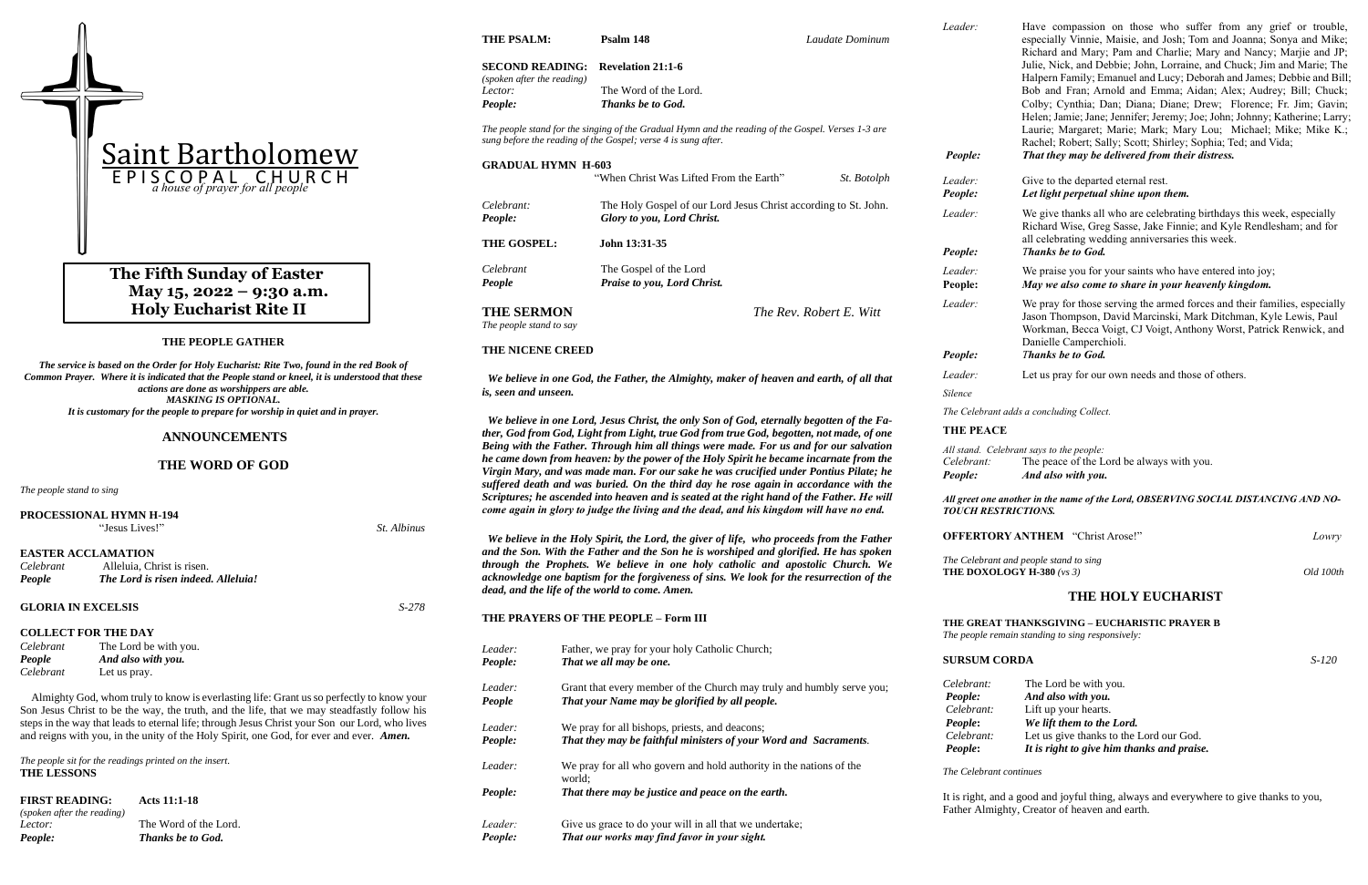# Saint Bartholomew

EPISCOPAL CHURCH

*a house of prayer for all people*

## The Fifth Sunday of Easter
## May 15, 2022 – 9:30 a.m.
## Holy Eucharist Rite II

### THE PEOPLE GATHER

***The service is based on the Order for Holy Eucharist: Rite Two, found in the red Book of Common Prayer. Where it is indicated that the People stand or kneel, it is understood that these actions are done as worshippers are able.***
***MASKING IS OPTIONAL.***
***It is customary for the people to prepare for worship in quiet and in prayer.***

## ANNOUNCEMENTS

## THE WORD OF GOD

*The people stand to sing*

**PROCESSIONAL HYMN H-194**
"Jesus Lives!" — *St. Albinus*

**EASTER ACCLAMATION**

*Celebrant* Alleluia, Christ is risen.
***People*** ***The Lord is risen indeed. Alleluia!***

**GLORIA IN EXCELSIS** — *S-278*

**COLLECT FOR THE DAY**

*Celebrant* The Lord be with you.
***People*** ***And also with you.***
*Celebrant* Let us pray.

Almighty God, whom truly to know is everlasting life: Grant us so perfectly to know your Son Jesus Christ to be the way, the truth, and the life, that we may steadfastly follow his steps in the way that leads to eternal life; through Jesus Christ your Son our Lord, who lives and reigns with you, in the unity of the Holy Spirit, one God, for ever and ever. ***Amen.***

*The people sit for the readings printed on the insert.*

**THE LESSONS**

**FIRST READING:** **Acts 11:1-18**
*(spoken after the reading)*
*Lector:* The Word of the Lord.
***People:*** ***Thanks be to God.***

**THE PSALM:** **Psalm 148** — *Laudate Dominum*

**SECOND READING:** **Revelation 21:1-6**
*(spoken after the reading)*
*Lector:* The Word of the Lord.
***People:*** ***Thanks be to God.***

*The people stand for the singing of the Gradual Hymn and the reading of the Gospel. Verses 1-3 are sung before the reading of the Gospel; verse 4 is sung after.*

**GRADUAL HYMN H-603**
"When Christ Was Lifted From the Earth" — *St. Botolph*

*Celebrant:* The Holy Gospel of our Lord Jesus Christ according to St. John.
***People:*** ***Glory to you, Lord Christ.***

**THE GOSPEL:** **John 13:31-35**

*Celebrant* The Gospel of the Lord
***People*** ***Praise to you, Lord Christ.***

**THE SERMON** — *The Rev. Robert E. Witt*
*The people stand to say*

**THE NICENE CREED**

***We believe in one God, the Father, the Almighty, maker of heaven and earth, of all that is, seen and unseen.***

***We believe in one Lord, Jesus Christ, the only Son of God, eternally begotten of the Father, God from God, Light from Light, true God from true God, begotten, not made, of one Being with the Father. Through him all things were made. For us and for our salvation he came down from heaven: by the power of the Holy Spirit he became incarnate from the Virgin Mary, and was made man. For our sake he was crucified under Pontius Pilate; he suffered death and was buried. On the third day he rose again in accordance with the Scriptures; he ascended into heaven and is seated at the right hand of the Father. He will come again in glory to judge the living and the dead, and his kingdom will have no end.***

***We believe in the Holy Spirit, the Lord, the giver of life, who proceeds from the Father and the Son. With the Father and the Son he is worshiped and glorified. He has spoken through the Prophets. We believe in one holy catholic and apostolic Church. We acknowledge one baptism for the forgiveness of sins. We look for the resurrection of the dead, and the life of the world to come. Amen.***

**THE PRAYERS OF THE PEOPLE – Form III**

*Leader:* Father, we pray for your holy Catholic Church;
***People:*** ***That we all may be one.***

*Leader:* Grant that every member of the Church may truly and humbly serve you;
***People*** ***That your Name may be glorified by all people.***

*Leader:* We pray for all bishops, priests, and deacons;
***People:*** ***That they may be faithful ministers of your Word and Sacraments.***

*Leader:* We pray for all who govern and hold authority in the nations of the world;
***People:*** ***That there may be justice and peace on the earth.***

*Leader:* Give us grace to do your will in all that we undertake;
***People:*** ***That our works may find favor in your sight.***

*Leader:* Have compassion on those who suffer from any grief or trouble, especially Vinnie, Maisie, and Josh; Tom and Joanna; Sonya and Mike; Richard and Mary; Pam and Charlie; Mary and Nancy; Marjie and JP; Julie, Nick, and Debbie; John, Lorraine, and Chuck; Jim and Marie; The Halpern Family; Emanuel and Lucy; Deborah and James; Debbie and Bill; Bob and Fran; Arnold and Emma; Aidan; Alex; Audrey; Bill; Chuck; Colby; Cynthia; Dan; Diana; Diane; Drew; Florence; Fr. Jim; Gavin; Helen; Jamie; Jane; Jennifer; Jeremy; Joe; John; Johnny; Katherine; Larry; Laurie; Margaret; Marie; Mark; Mary Lou; Michael; Mike; Mike K.; Rachel; Robert; Sally; Scott; Shirley; Sophia; Ted; and Vida;
***People:*** ***That they may be delivered from their distress.***

*Leader:* Give to the departed eternal rest.
***People:*** ***Let light perpetual shine upon them.***

*Leader:* We give thanks all who are celebrating birthdays this week, especially Richard Wise, Greg Sasse, Jake Finnie, and Kyle Rendlesham; and for all celebrating wedding anniversaries this week.
***People:*** ***Thanks be to God.***

*Leader:* We praise you for your saints who have entered into joy;
**People:** ***May we also come to share in your heavenly kingdom.***

*Leader:* We pray for those serving the armed forces and their families, especially Jason Thompson, David Marcinski, Mark Ditchman, Kyle Lewis, Paul Workman, Becca Voigt, CJ Voigt, Anthony Worst, Patrick Renwick, and Danielle Camperchioli.
***People:*** ***Thanks be to God.***

*Leader:* Let us pray for our own needs and those of others.

*Silence*

*The Celebrant adds a concluding Collect.*

**THE PEACE**

*All stand. Celebrant says to the people:*
*Celebrant:* The peace of the Lord be always with you.
***People:*** ***And also with you.***

***All greet one another in the name of the Lord, OBSERVING SOCIAL DISTANCING AND NO-TOUCH RESTRICTIONS.***

**OFFERTORY ANTHEM** "Christ Arose!" — *Lowry*

*The Celebrant and people stand to sing*
**THE DOXOLOGY H-380** *(vs 3)* — *Old 100th*

## THE HOLY EUCHARIST

**THE GREAT THANKSGIVING – EUCHARISTIC PRAYER B**
*The people remain standing to sing responsively:*

**SURSUM CORDA** — *S-120*

*Celebrant:* The Lord be with you.
***People:*** ***And also with you.***
*Celebrant:* Lift up your hearts.
***People:*** ***We lift them to the Lord.***
*Celebrant:* Let us give thanks to the Lord our God.
***People:*** ***It is right to give him thanks and praise.***

*The Celebrant continues*

It is right, and a good and joyful thing, always and everywhere to give thanks to you, Father Almighty, Creator of heaven and earth.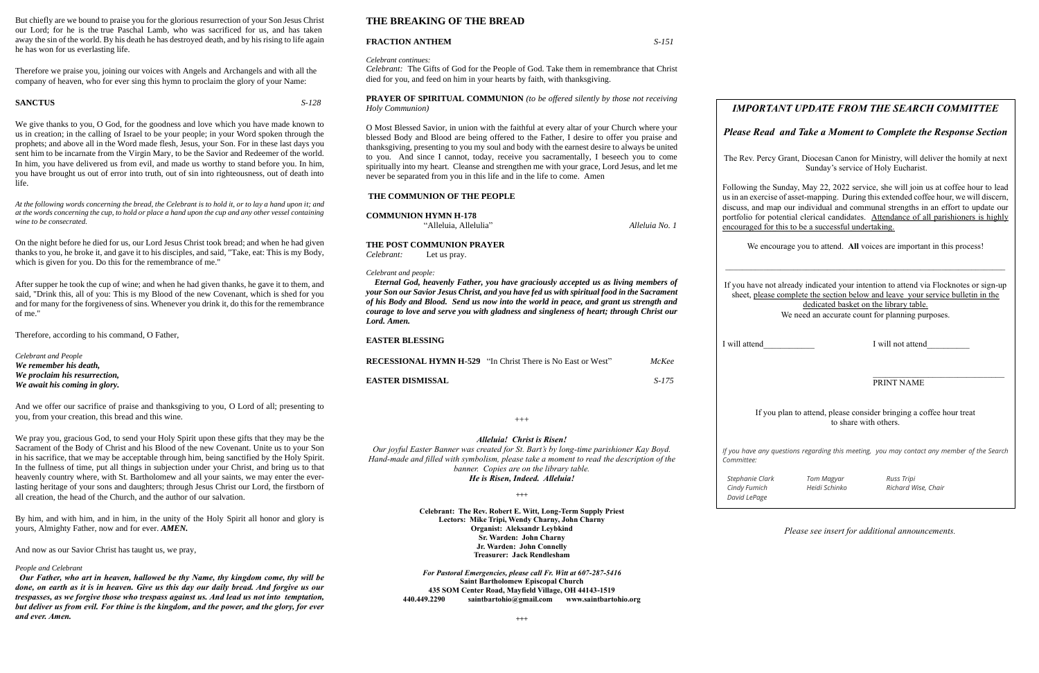But chiefly are we bound to praise you for the glorious resurrection of your Son Jesus Christ our Lord; for he is the true Paschal Lamb, who was sacrificed for us, and has taken away the sin of the world. By his death he has destroyed death, and by his rising to life again he has won for us everlasting life.

Therefore we praise you, joining our voices with Angels and Archangels and with all the company of heaven, who for ever sing this hymn to proclaim the glory of your Name:

**SANCTUS** *S-128*

We give thanks to you, O God, for the goodness and love which you have made known to us in creation; in the calling of Israel to be your people; in your Word spoken through the prophets; and above all in the Word made flesh, Jesus, your Son. For in these last days you sent him to be incarnate from the Virgin Mary, to be the Savior and Redeemer of the world. In him, you have delivered us from evil, and made us worthy to stand before you. In him, you have brought us out of error into truth, out of sin into righteousness, out of death into life.

*At the following words concerning the bread, the Celebrant is to hold it, or to lay a hand upon it; and at the words concerning the cup, to hold or place a hand upon the cup and any other vessel containing wine to be consecrated.*

On the night before he died for us, our Lord Jesus Christ took bread; and when he had given thanks to you, he broke it, and gave it to his disciples, and said, "Take, eat: This is my Body, which is given for you. Do this for the remembrance of me."

After supper he took the cup of wine; and when he had given thanks, he gave it to them, and said, "Drink this, all of you: This is my Blood of the new Covenant, which is shed for you and for many for the forgiveness of sins. Whenever you drink it, do this for the remembrance of me."

Therefore, according to his command, O Father,

*Celebrant and People*
***We remember his death,***
***We proclaim his resurrection,***
***We await his coming in glory.***

And we offer our sacrifice of praise and thanksgiving to you, O Lord of all; presenting to you, from your creation, this bread and this wine.

We pray you, gracious God, to send your Holy Spirit upon these gifts that they may be the Sacrament of the Body of Christ and his Blood of the new Covenant. Unite us to your Son in his sacrifice, that we may be acceptable through him, being sanctified by the Holy Spirit. In the fullness of time, put all things in subjection under your Christ, and bring us to that heavenly country where, with St. Bartholomew and all your saints, we may enter the ever-lasting heritage of your sons and daughters; through Jesus Christ our Lord, the firstborn of all creation, the head of the Church, and the author of our salvation.

By him, and with him, and in him, in the unity of the Holy Spirit all honor and glory is yours, Almighty Father, now and for ever. ***AMEN.***

And now as our Savior Christ has taught us, we pray,

*People and Celebrant*
***Our Father, who art in heaven, hallowed be thy Name, thy kingdom come, thy will be done, on earth as it is in heaven. Give us this day our daily bread. And forgive us our trespasses, as we forgive those who trespass against us. And lead us not into temptation, but deliver us from evil. For thine is the kingdom, and the power, and the glory, for ever and ever. Amen.***

## THE BREAKING OF THE BREAD

**FRACTION ANTHEM** *S-151*

*Celebrant continues:*
*Celebrant:* The Gifts of God for the People of God. Take them in remembrance that Christ died for you, and feed on him in your hearts by faith, with thanksgiving.

**PRAYER OF SPIRITUAL COMMUNION** *(to be offered silently by those not receiving Holy Communion)*

O Most Blessed Savior, in union with the faithful at every altar of your Church where your blessed Body and Blood are being offered to the Father, I desire to offer you praise and thanksgiving, presenting to you my soul and body with the earnest desire to always be united to you. And since I cannot, today, receive you sacramentally, I beseech you to come spiritually into my heart. Cleanse and strengthen me with your grace, Lord Jesus, and let me never be separated from you in this life and in the life to come. Amen

**THE COMMUNION OF THE PEOPLE**

**COMMUNION HYMN H-178**
"Alleluia, Alleluia" *Alleluia No. 1*

**THE POST COMMUNION PRAYER**
*Celebrant:* Let us pray.

*Celebrant and people:*
***Eternal God, heavenly Father, you have graciously accepted us as living members of your Son our Savior Jesus Christ, and you have fed us with spiritual food in the Sacrament of his Body and Blood. Send us now into the world in peace, and grant us strength and courage to love and serve you with gladness and singleness of heart; through Christ our Lord. Amen.***

**EASTER BLESSING**

**RECESSIONAL HYMN H-529** "In Christ There is No East or West" *McKee*

**EASTER DISMISSAL** *S-175*

+++

***Alleluia! Christ is Risen!***
*Our joyful Easter Banner was created for St. Bart's by long-time parishioner Kay Boyd. Hand-made and filled with symbolism, please take a moment to read the description of the banner. Copies are on the library table.*
***He is Risen, Indeed. Alleluia!***

+++

**Celebrant: The Rev. Robert E. Witt, Long-Term Supply Priest**
**Lectors: Mike Tripi, Wendy Charny, John Charny**
**Organist: Aleksandr Leybkind**
**Sr. Warden: John Charny**
**Jr. Warden: John Connelly**
**Treasurer: Jack Rendlesham**

***For Pastoral Emergencies, please call Fr. Witt at 607-287-5416***
**Saint Bartholomew Episcopal Church**
**435 SOM Center Road, Mayfield Village, OH 44143-1519**
**440.449.2290 saintbartohio@gmail.com www.saintbartohio.org**

+++

## *IMPORTANT UPDATE FROM THE SEARCH COMMITTEE*

### *Please Read and Take a Moment to Complete the Response Section*

The Rev. Percy Grant, Diocesan Canon for Ministry, will deliver the homily at next Sunday's service of Holy Eucharist.

Following the Sunday, May 22, 2022 service, she will join us at coffee hour to lead us in an exercise of asset-mapping. During this extended coffee hour, we will discern, discuss, and map our individual and communal strengths in an effort to update our portfolio for potential clerical candidates. Attendance of all parishioners is highly encouraged for this to be a successful undertaking.

We encourage you to attend. **All** voices are important in this process!

---

If you have not already indicated your intention to attend via Flocknotes or sign-up sheet, please complete the section below and leave your service bulletin in the dedicated basket on the library table. We need an accurate count for planning purposes.

I will attend____________ I will not attend__________

______________________________
PRINT NAME

If you plan to attend, please consider bringing a coffee hour treat to share with others.

*If you have any questions regarding this meeting, you may contact any member of the Search Committee:*

*Stephanie Clark* *Tom Magyar* *Russ Tripi*
*Cindy Fumich* *Heidi Schinko* *Richard Wise, Chair*
*David LePage*

*Please see insert for additional announcements.*